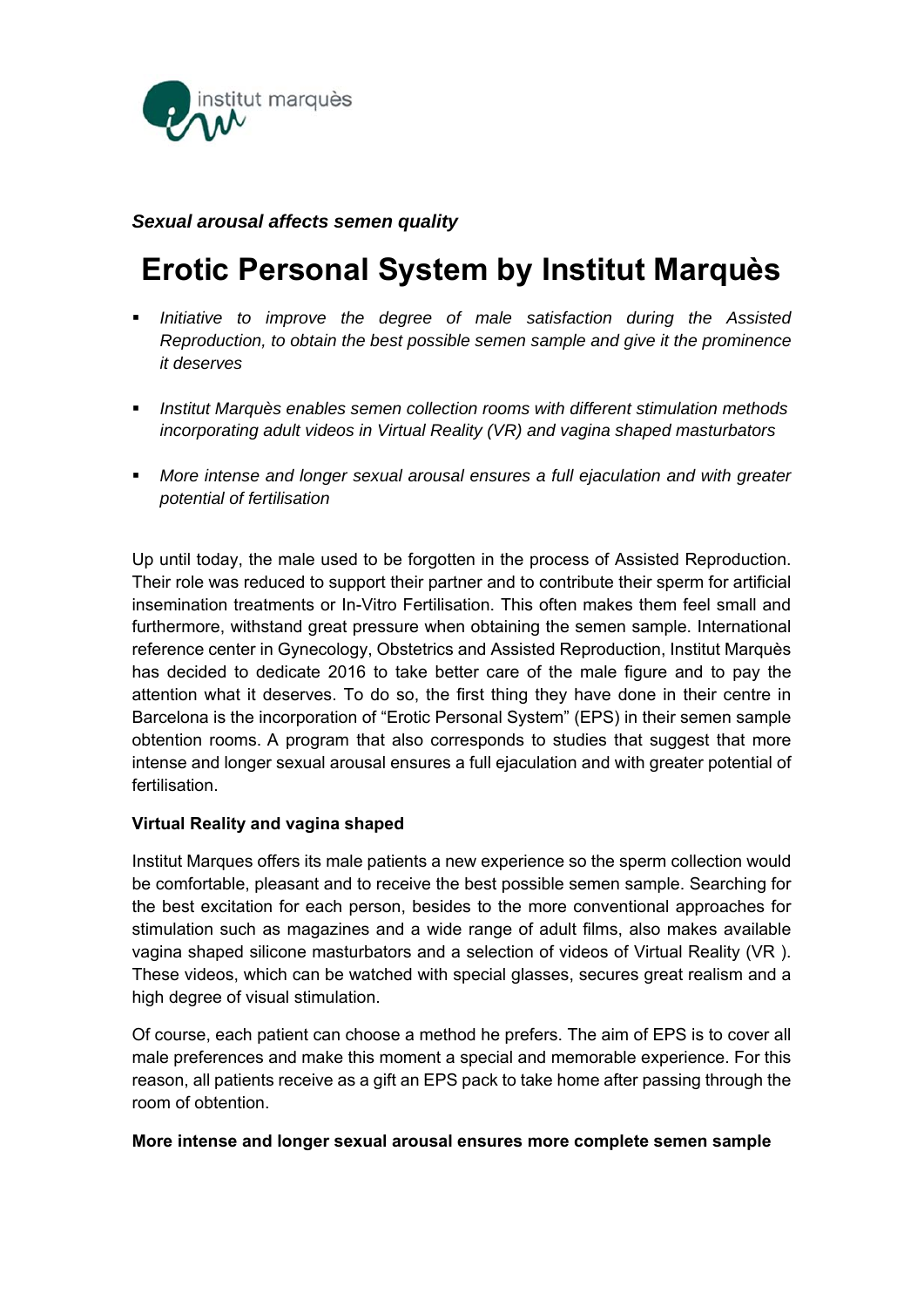*Sexual arousal affects semen quality*

# Erotic Personal System by Institut Marquès

- *Initiative to improve the degree of male satisfaction during the Assisted Reproduction, to obtain the best possible semen sample and give it the prominence it deserves*

- *Institut Marquès enables semen collection rooms with different stimulation methods incorporating adult videos in Virtual Reality (VR) and vagina shaped masturbators*

- *More intense and longer sexual arousal ensures a full ejaculation and with greater potential of fertilisation*

Up until today, the male used to be forgotten in the process of Assisted Reproduction. Their role was reduced to support their partner and to contribute their sperm for artificial insemination treatments or In-Vitro Fertilisation. This often makes them feel small and furthermore, withstand great pressure when obtaining the semen sample. International reference center in Gynecology, Obstetrics and Assisted Reproduction, Institut Marquès has decided to dedicate 2016 to take better care of the male figure and to pay the attention what it deserves. To do so, the first thing they have done in their centre in Barcelona is the incorporation of "Erotic Personal System" (EPS) in their semen sample obtention rooms. A program that also corresponds to studies that suggest that more intense and longer sexual arousal ensures a full ejaculation and with greater potential of fertilisation.

**Virtual Reality and vagina shaped**

Institut Marques offers its male patients a new experience so the sperm collection would be comfortable, pleasant and to receive the best possible semen sample. Searching for the best excitation for each person, besides to the more conventional approaches for stimulation such as magazines and a wide range of adult films, also makes available vagina shaped silicone masturbators and a selection of videos of Virtual Reality (VR ). These videos, which can be watched with special glasses, secures great realism and a high degree of visual stimulation.

Of course, each patient can choose a method he prefers. The aim of EPS is to cover all male preferences and make this moment a special and memorable experience. For this reason, all patients receive as a gift an EPS pack to take home after passing through the room of obtention.

**More intense and longer sexual arousal ensures more complete semen sample**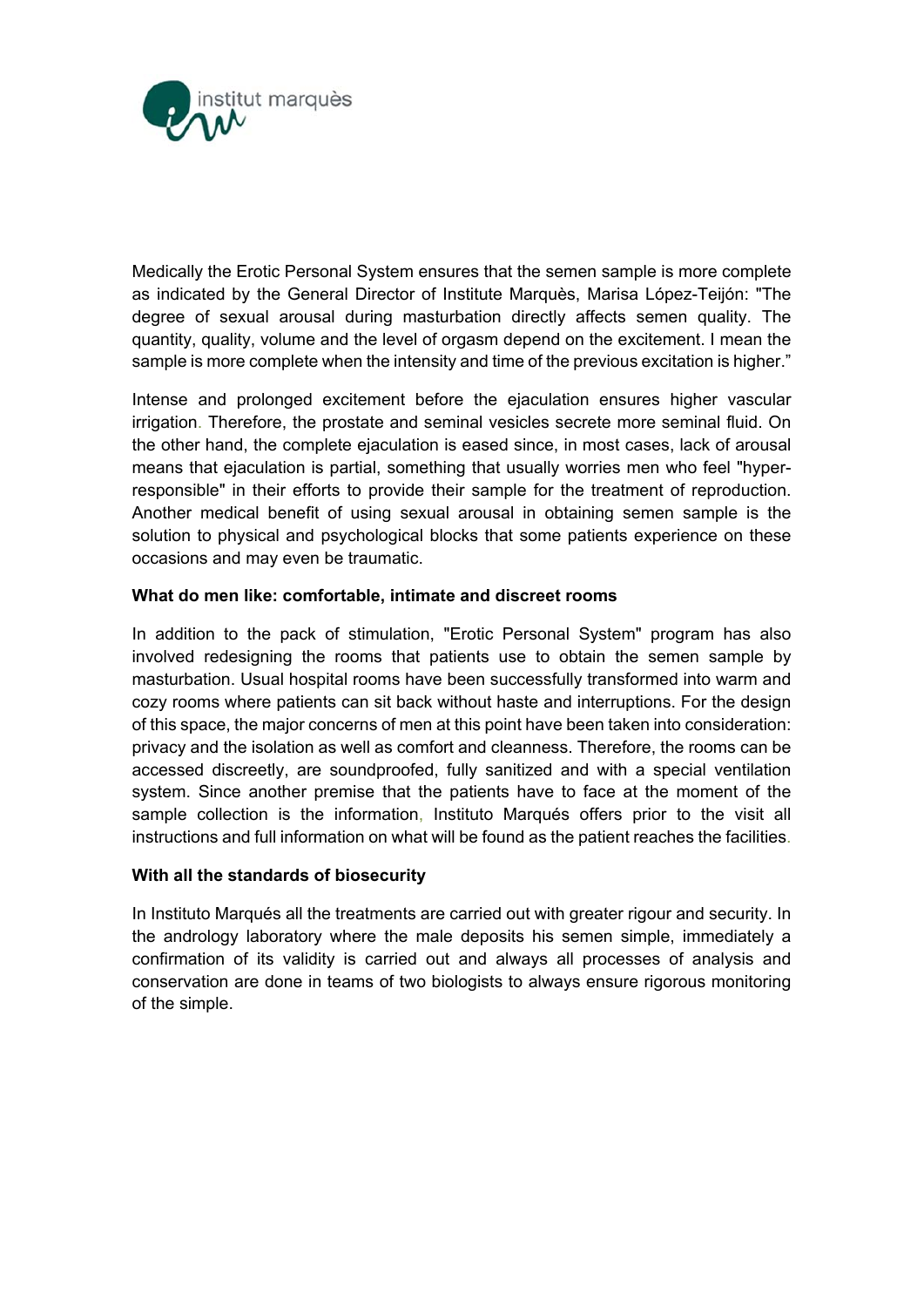Medically the Erotic Personal System ensures that the semen sample is more complete as indicated by the General Director of Institute Marquès, Marisa López-Teijón: "The degree of sexual arousal during masturbation directly affects semen quality. The quantity, quality, volume and the level of orgasm depend on the excitement. I mean the sample is more complete when the intensity and time of the previous excitation is higher."

Intense and prolonged excitement before the ejaculation ensures higher vascular irrigation. Therefore, the prostate and seminal vesicles secrete more seminal fluid. On the other hand, the complete ejaculation is eased since, in most cases, lack of arousal means that ejaculation is partial, something that usually worries men who feel "hyper-responsible" in their efforts to provide their sample for the treatment of reproduction. Another medical benefit of using sexual arousal in obtaining semen sample is the solution to physical and psychological blocks that some patients experience on these occasions and may even be traumatic.

**What do men like: comfortable, intimate and discreet rooms**

In addition to the pack of stimulation, "Erotic Personal System" program has also involved redesigning the rooms that patients use to obtain the semen sample by masturbation. Usual hospital rooms have been successfully transformed into warm and cozy rooms where patients can sit back without haste and interruptions. For the design of this space, the major concerns of men at this point have been taken into consideration: privacy and the isolation as well as comfort and cleanness. Therefore, the rooms can be accessed discreetly, are soundproofed, fully sanitized and with a special ventilation system. Since another premise that the patients have to face at the moment of the sample collection is the information, Instituto Marqués offers prior to the visit all instructions and full information on what will be found as the patient reaches the facilities.

**With all the standards of biosecurity**

In Instituto Marqués all the treatments are carried out with greater rigour and security. In the andrology laboratory where the male deposits his semen simple, immediately a confirmation of its validity is carried out and always all processes of analysis and conservation are done in teams of two biologists to always ensure rigorous monitoring of the simple.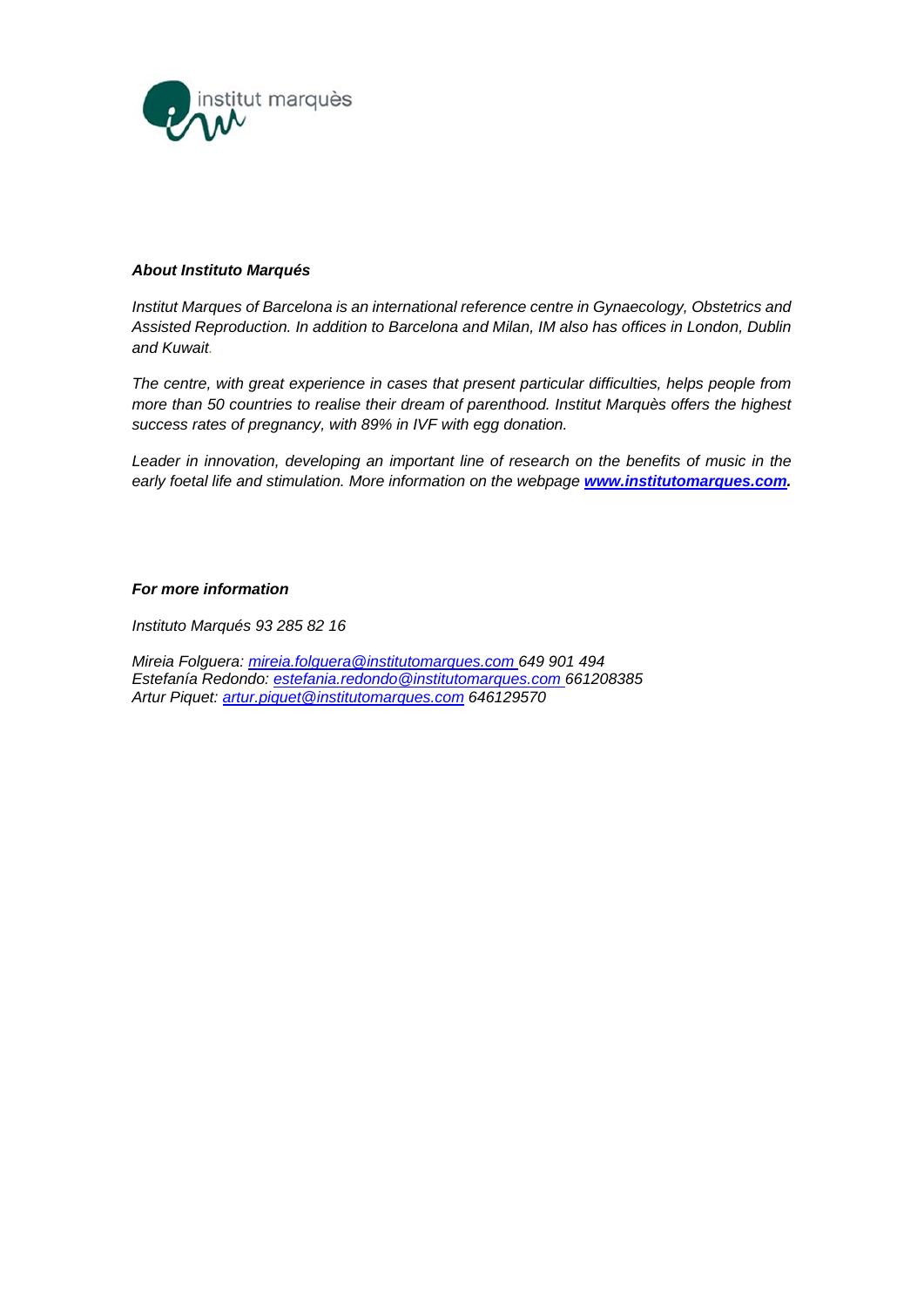***About Instituto Marqués***

*Institut Marques of Barcelona is an international reference centre in Gynaecology, Obstetrics and Assisted Reproduction. In addition to Barcelona and Milan, IM also has offices in London, Dublin and Kuwait.*

*The centre, with great experience in cases that present particular difficulties, helps people from more than 50 countries to realise their dream of parenthood. Institut Marquès offers the highest success rates of pregnancy, with 89% in IVF with egg donation.*

*Leader in innovation, developing an important line of research on the benefits of music in the early foetal life and stimulation. More information on the webpage* ***www.institutomarques.com.***

***For more information***

*Instituto Marqués 93 285 82 16*

*Mireia Folguera: mireia.folguera@institutomarques.com 649 901 494*
*Estefanía Redondo: estefania.redondo@institutomarques.com 661208385*
*Artur Piquet: artur.piquet@institutomarques.com 646129570*